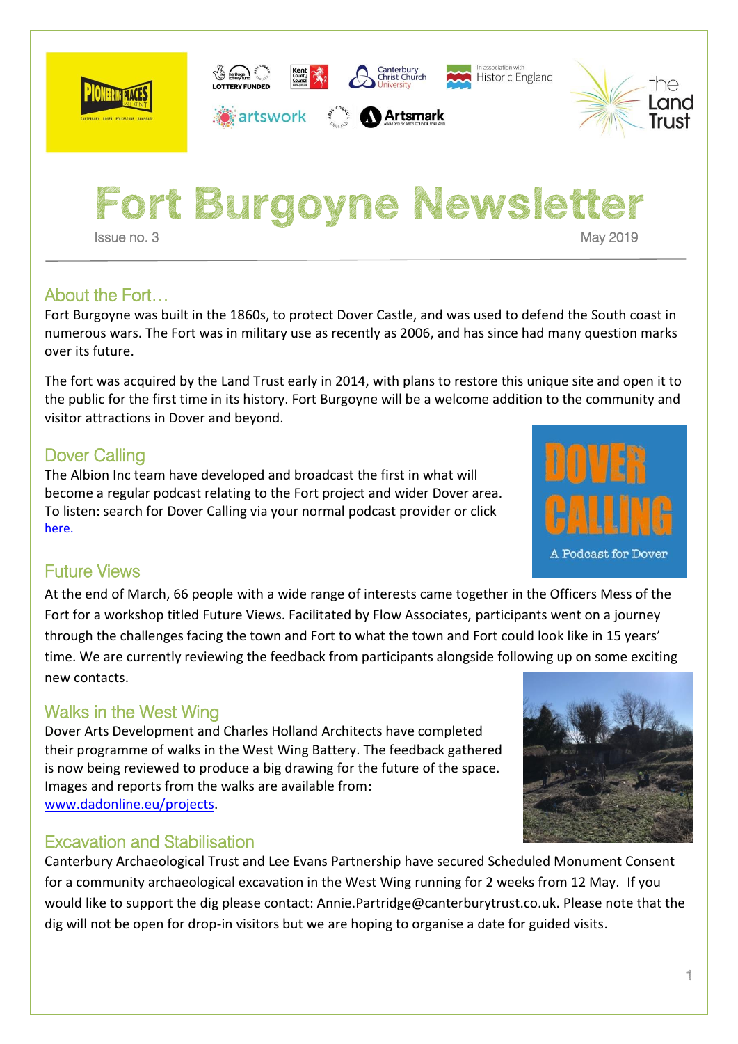# Fort Burgoyne Newsletter

Issue no. 3 May 2019

## About the Fort…

Fort Burgoyne was built in the 1860s, to protect Dover Castle, and was used to defend the South coast in numerous wars. The Fort was in military use as recently as 2006, and has since had many question marks over its future.

The fort was acquired by the Land Trust early in 2014, with plans to restore this unique site and open it to the public for the first time in its history. Fort Burgoyne will be a welcome addition to the community and visitor attractions in Dover and beyond.

## Dover Calling

The Albion Inc team have developed and broadcast the first in what will become a regular podcast relating to the Fort project and wider Dover area. To listen: search for Dover Calling via your normal podcast provider or click here.

## Future Views

At the end of March, 66 people with a wide range of interests came together in the Officers Mess of the Fort for a workshop titled Future Views. Facilitated by Flow Associates, participants went on a journey through the challenges facing the town and Fort to what the town and Fort could look like in 15 years' time. We are currently reviewing the feedback from participants alongside following up on some exciting new contacts.

## Walks in the West Wing

Dover Arts Development and Charles Holland Architects have completed their programme of walks in the West Wing Battery. The feedback gathered is now being reviewed to produce a big drawing for the future of the space. Images and reports from the walks are available from**:** www.dadonline.eu/projects.

## Excavation and Stabilisation

Canterbury Archaeological Trust and Lee Evans Partnership have secured Scheduled Monument Consent for a community archaeological excavation in the West Wing running for 2 weeks from 12 May. If you would like to support the dig please contact: Annie.Partridge@canterburytrust.co.uk. Please note that the dig will not be open for drop-in visitors but we are hoping to organise a date for guided visits.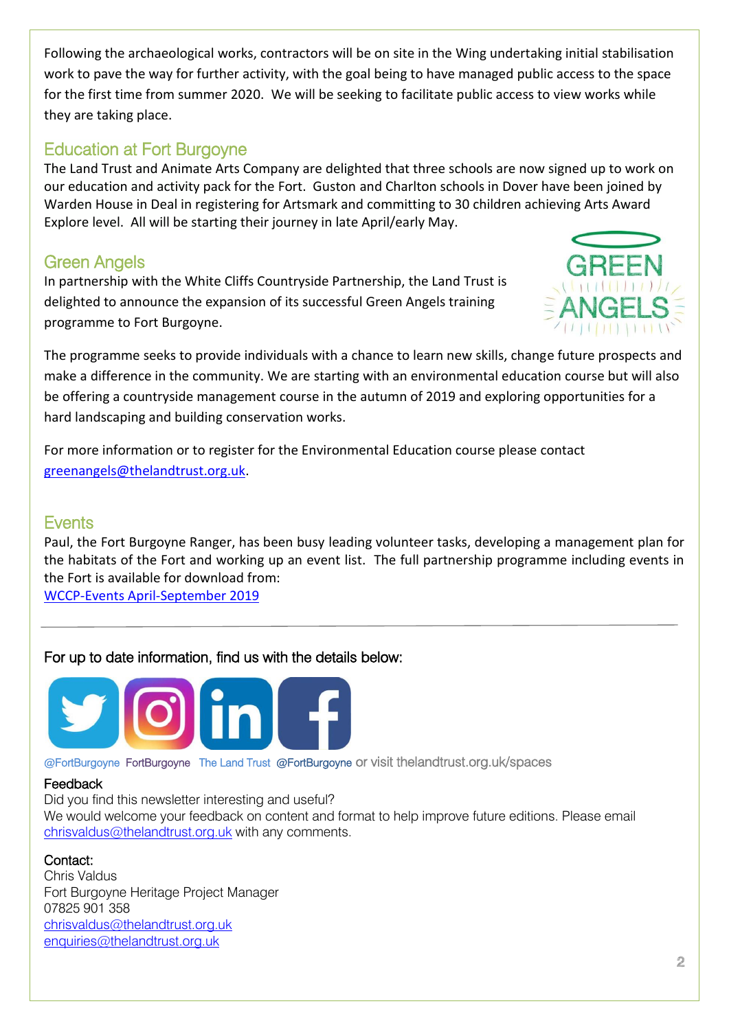Following the archaeological works, contractors will be on site in the Wing undertaking initial stabilisation work to pave the way for further activity, with the goal being to have managed public access to the space for the first time from summer 2020. We will be seeking to facilitate public access to view works while they are taking place.

## Education at Fort Burgoyne

The Land Trust and Animate Arts Company are delighted that three schools are now signed up to work on our education and activity pack for the Fort. Guston and Charlton schools in Dover have been joined by Warden House in Deal in registering for Artsmark and committing to 30 children achieving Arts Award Explore level. All will be starting their journey in late April/early May.

## Green Angels

In partnership with the White Cliffs Countryside Partnership, the Land Trust is delighted to announce the expansion of its successful Green Angels training programme to Fort Burgoyne.

The programme seeks to provide individuals with a chance to learn new skills, change future prospects and make a difference in the community. We are starting with an environmental education course but will also be offering a countryside management course in the autumn of 2019 and exploring opportunities for a hard landscaping and building conservation works.

For more information or to register for the Environmental Education course please contact greenangels@thelandtrust.org.uk.

## Events

Paul, the Fort Burgoyne Ranger, has been busy leading volunteer tasks, developing a management plan for the habitats of the Fort and working up an event list. The full partnership programme including events in the Fort is available for download from:
WCCP-Events April-September 2019

---

For up to date information, find us with the details below:

@FortBurgoyne FortBurgoyne The Land Trust @FortBurgoyne or visit thelandtrust.org.uk/spaces

**Feedback**
Did you find this newsletter interesting and useful?
We would welcome your feedback on content and format to help improve future editions. Please email chrisvaldus@thelandtrust.org.uk with any comments.

**Contact:**
Chris Valdus
Fort Burgoyne Heritage Project Manager
07825 901 358
chrisvaldus@thelandtrust.org.uk
enquiries@thelandtrust.org.uk